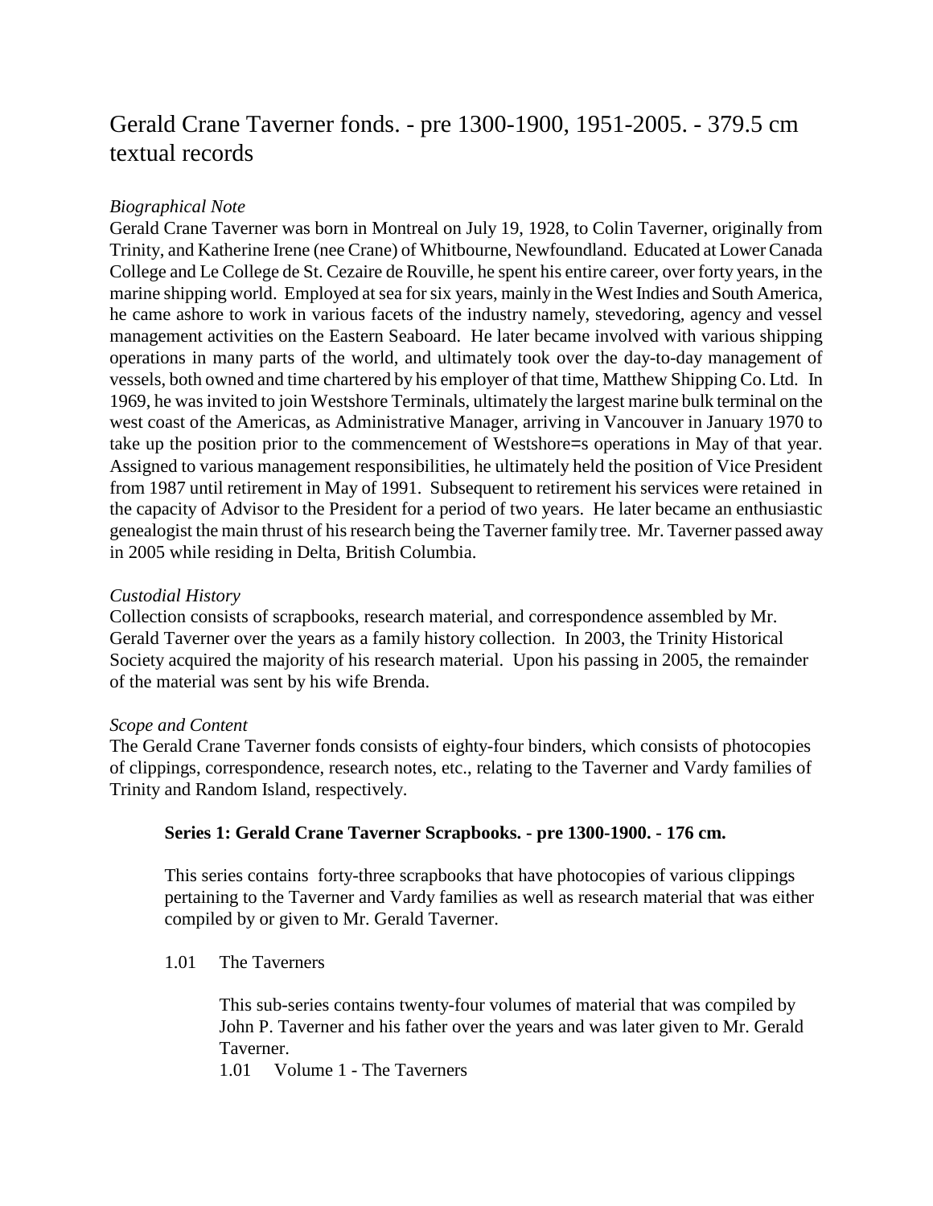# Gerald Crane Taverner fonds. - pre 1300-1900, 1951-2005. - 379.5 cm textual records

*Biographical Note*

Gerald Crane Taverner was born in Montreal on July 19, 1928, to Colin Taverner, originally from Trinity, and Katherine Irene (nee Crane) of Whitbourne, Newfoundland. Educated at Lower Canada College and Le College de St. Cezaire de Rouville, he spent his entire career, over forty years, in the marine shipping world. Employed at sea for six years, mainly in the West Indies and South America, he came ashore to work in various facets of the industry namely, stevedoring, agency and vessel management activities on the Eastern Seaboard. He later became involved with various shipping operations in many parts of the world, and ultimately took over the day-to-day management of vessels, both owned and time chartered by his employer of that time, Matthew Shipping Co. Ltd. In 1969, he was invited to join Westshore Terminals, ultimately the largest marine bulk terminal on the west coast of the Americas, as Administrative Manager, arriving in Vancouver in January 1970 to take up the position prior to the commencement of Westshore=s operations in May of that year. Assigned to various management responsibilities, he ultimately held the position of Vice President from 1987 until retirement in May of 1991. Subsequent to retirement his services were retained in the capacity of Advisor to the President for a period of two years. He later became an enthusiastic genealogist the main thrust of his research being the Taverner family tree. Mr. Taverner passed away in 2005 while residing in Delta, British Columbia.

*Custodial History*

Collection consists of scrapbooks, research material, and correspondence assembled by Mr. Gerald Taverner over the years as a family history collection. In 2003, the Trinity Historical Society acquired the majority of his research material. Upon his passing in 2005, the remainder of the material was sent by his wife Brenda.

*Scope and Content*

The Gerald Crane Taverner fonds consists of eighty-four binders, which consists of photocopies of clippings, correspondence, research notes, etc., relating to the Taverner and Vardy families of Trinity and Random Island, respectively.

**Series 1: Gerald Crane Taverner Scrapbooks. - pre 1300-1900. - 176 cm.**

This series contains forty-three scrapbooks that have photocopies of various clippings pertaining to the Taverner and Vardy families as well as research material that was either compiled by or given to Mr. Gerald Taverner.

1.01 The Taverners

This sub-series contains twenty-four volumes of material that was compiled by John P. Taverner and his father over the years and was later given to Mr. Gerald Taverner.

1.01 Volume 1 - The Taverners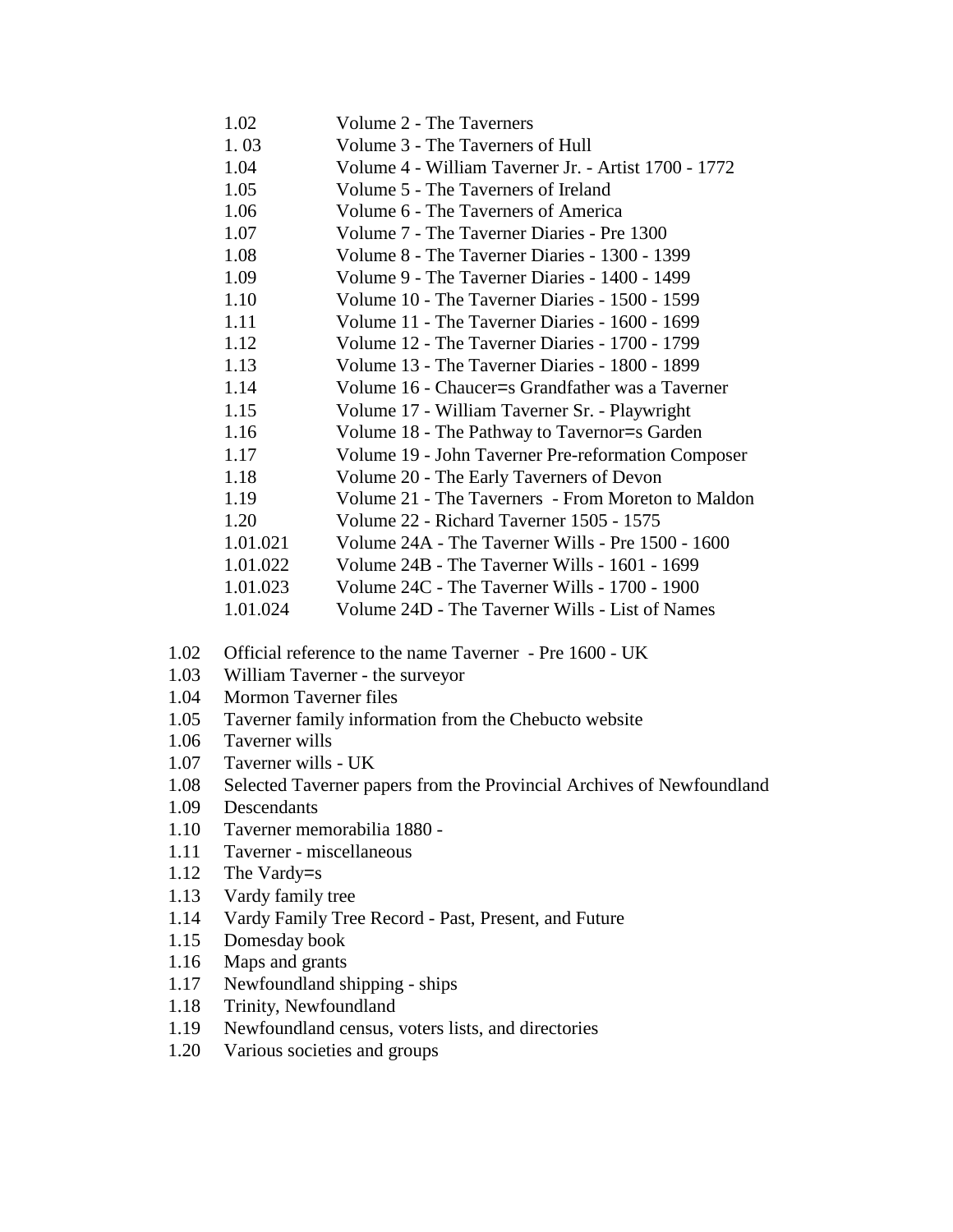1.02 Volume 2 - The Taverners
1. 03 Volume 3 - The Taverners of Hull
1.04 Volume 4 - William Taverner Jr. - Artist 1700 - 1772
1.05 Volume 5 - The Taverners of Ireland
1.06 Volume 6 - The Taverners of America
1.07 Volume 7 - The Taverner Diaries - Pre 1300
1.08 Volume 8 - The Taverner Diaries - 1300 - 1399
1.09 Volume 9 - The Taverner Diaries - 1400 - 1499
1.10 Volume 10 - The Taverner Diaries - 1500 - 1599
1.11 Volume 11 - The Taverner Diaries - 1600 - 1699
1.12 Volume 12 - The Taverner Diaries - 1700 - 1799
1.13 Volume 13 - The Taverner Diaries - 1800 - 1899
1.14 Volume 16 - Chaucer=s Grandfather was a Taverner
1.15 Volume 17 - William Taverner Sr. - Playwright
1.16 Volume 18 - The Pathway to Tavernor=s Garden
1.17 Volume 19 - John Taverner Pre-reformation Composer
1.18 Volume 20 - The Early Taverners of Devon
1.19 Volume 21 - The Taverners - From Moreton to Maldon
1.20 Volume 22 - Richard Taverner 1505 - 1575
1.01.021 Volume 24A - The Taverner Wills - Pre 1500 - 1600
1.01.022 Volume 24B - The Taverner Wills - 1601 - 1699
1.01.023 Volume 24C - The Taverner Wills - 1700 - 1900
1.01.024 Volume 24D - The Taverner Wills - List of Names

1.02 Official reference to the name Taverner - Pre 1600 - UK
1.03 William Taverner - the surveyor
1.04 Mormon Taverner files
1.05 Taverner family information from the Chebucto website
1.06 Taverner wills
1.07 Taverner wills - UK
1.08 Selected Taverner papers from the Provincial Archives of Newfoundland
1.09 Descendants
1.10 Taverner memorabilia 1880 -
1.11 Taverner - miscellaneous
1.12 The Vardy=s
1.13 Vardy family tree
1.14 Vardy Family Tree Record - Past, Present, and Future
1.15 Domesday book
1.16 Maps and grants
1.17 Newfoundland shipping - ships
1.18 Trinity, Newfoundland
1.19 Newfoundland census, voters lists, and directories
1.20 Various societies and groups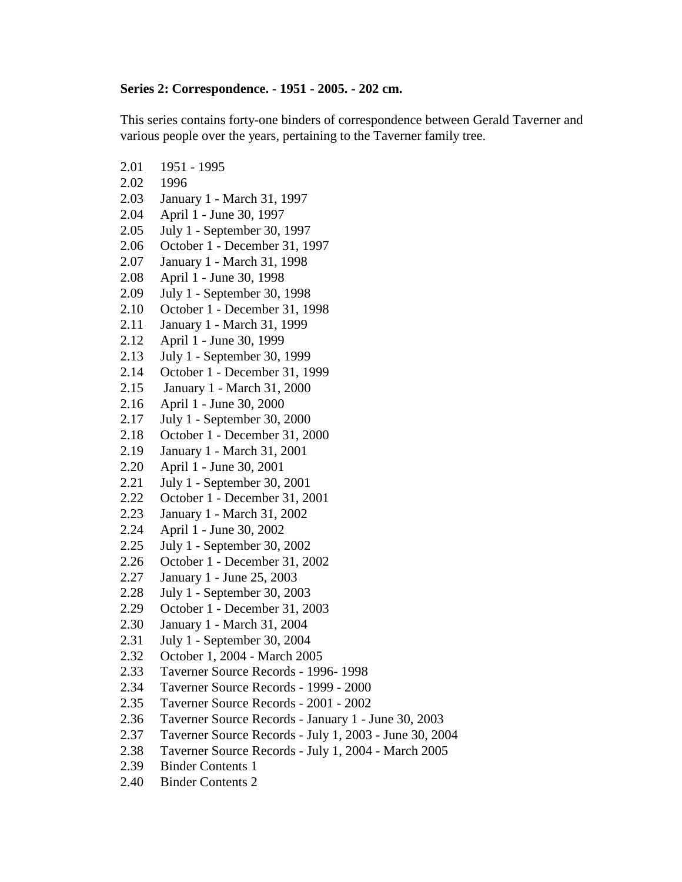**Series 2: Correspondence. - 1951 - 2005. - 202 cm.**

This series contains forty-one binders of correspondence between Gerald Taverner and various people over the years, pertaining to the Taverner family tree.

2.01 1951 - 1995
2.02 1996
2.03 January 1 - March 31, 1997
2.04 April 1 - June 30, 1997
2.05 July 1 - September 30, 1997
2.06 October 1 - December 31, 1997
2.07 January 1 - March 31, 1998
2.08 April 1 - June 30, 1998
2.09 July 1 - September 30, 1998
2.10 October 1 - December 31, 1998
2.11 January 1 - March 31, 1999
2.12 April 1 - June 30, 1999
2.13 July 1 - September 30, 1999
2.14 October 1 - December 31, 1999
2.15 January 1 - March 31, 2000
2.16 April 1 - June 30, 2000
2.17 July 1 - September 30, 2000
2.18 October 1 - December 31, 2000
2.19 January 1 - March 31, 2001
2.20 April 1 - June 30, 2001
2.21 July 1 - September 30, 2001
2.22 October 1 - December 31, 2001
2.23 January 1 - March 31, 2002
2.24 April 1 - June 30, 2002
2.25 July 1 - September 30, 2002
2.26 October 1 - December 31, 2002
2.27 January 1 - June 25, 2003
2.28 July 1 - September 30, 2003
2.29 October 1 - December 31, 2003
2.30 January 1 - March 31, 2004
2.31 July 1 - September 30, 2004
2.32 October 1, 2004 - March 2005
2.33 Taverner Source Records - 1996- 1998
2.34 Taverner Source Records - 1999 - 2000
2.35 Taverner Source Records - 2001 - 2002
2.36 Taverner Source Records - January 1 - June 30, 2003
2.37 Taverner Source Records - July 1, 2003 - June 30, 2004
2.38 Taverner Source Records - July 1, 2004 - March 2005
2.39 Binder Contents 1
2.40 Binder Contents 2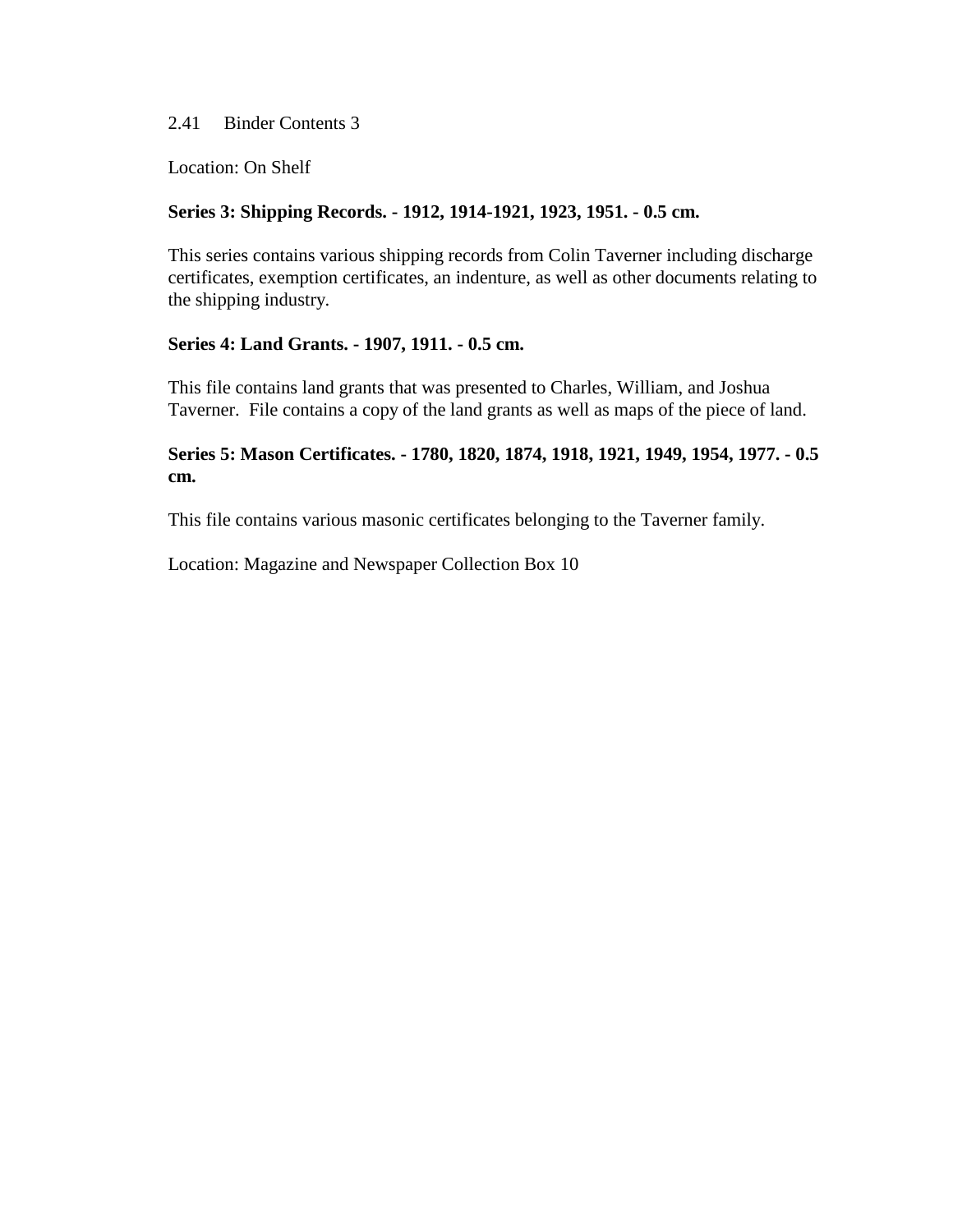2.41 Binder Contents 3

Location: On Shelf

**Series 3: Shipping Records. - 1912, 1914-1921, 1923, 1951. - 0.5 cm.**

This series contains various shipping records from Colin Taverner including discharge certificates, exemption certificates, an indenture, as well as other documents relating to the shipping industry.

**Series 4: Land Grants. - 1907, 1911. - 0.5 cm.**

This file contains land grants that was presented to Charles, William, and Joshua Taverner. File contains a copy of the land grants as well as maps of the piece of land.

**Series 5: Mason Certificates. - 1780, 1820, 1874, 1918, 1921, 1949, 1954, 1977. - 0.5 cm.**

This file contains various masonic certificates belonging to the Taverner family.

Location: Magazine and Newspaper Collection Box 10